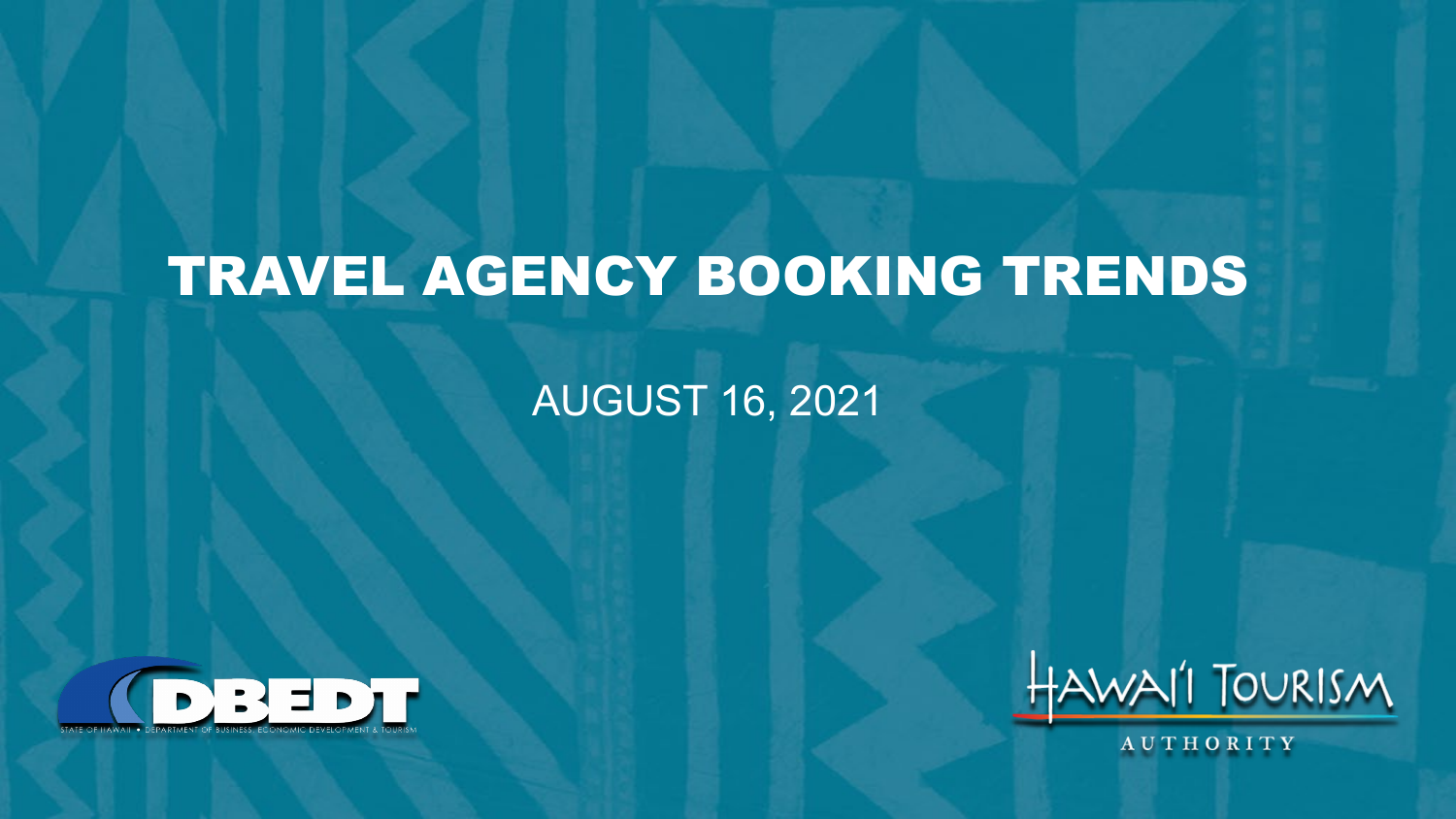# TRAVEL AGENCY BOOKING TRENDS

AUGUST 16, 2021

DBEDT

STATE OF HAWAII • DEPARTMENT OF BUSINESS, ECONOMIC DEVELOPMENT & TOURISM

HAWAI'I TOURISM AUTHORITY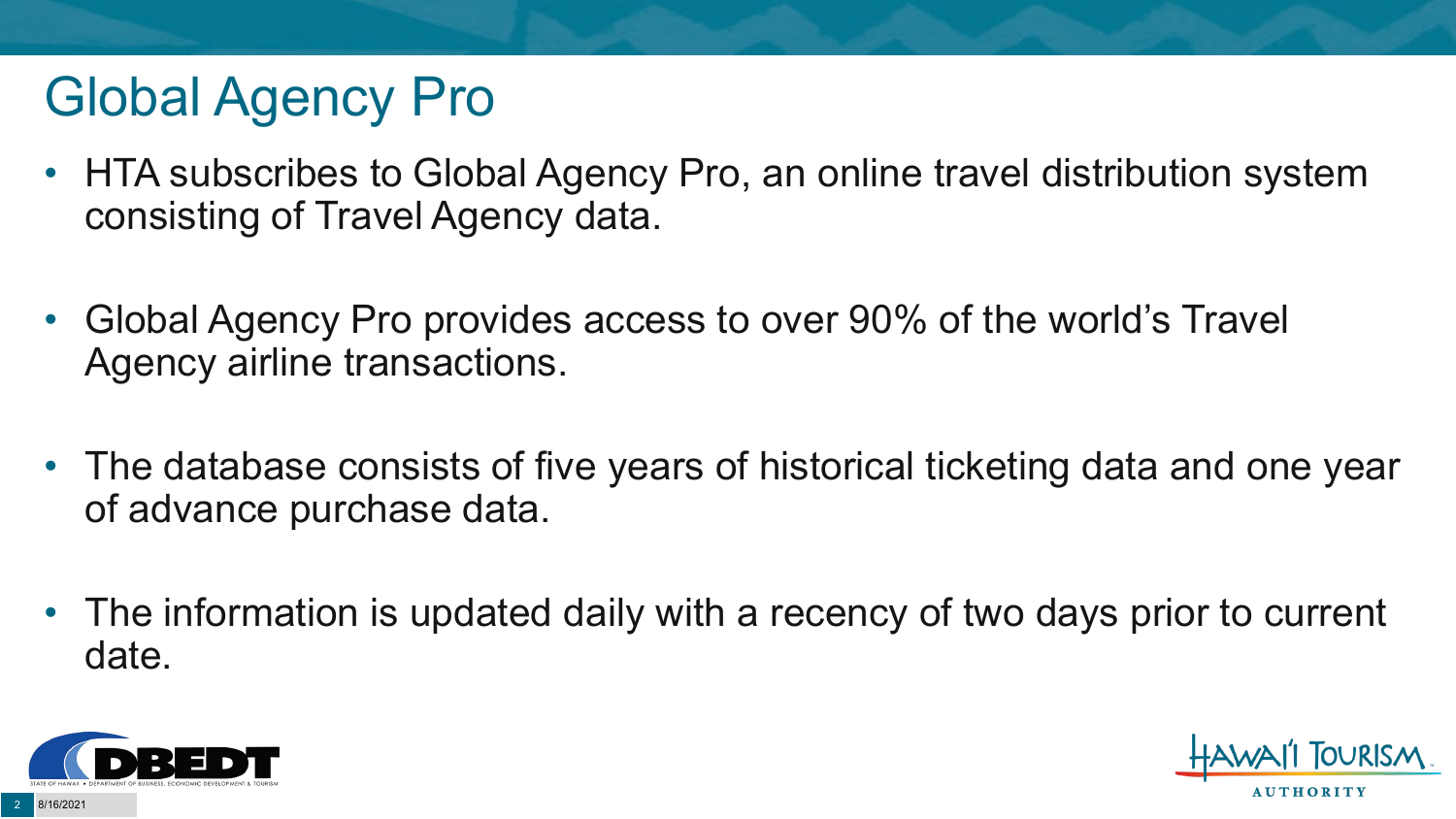# Global Agency Pro

- HTA subscribes to Global Agency Pro, an online travel distribution system consisting of Travel Agency data.
- Global Agency Pro provides access to over 90% of the world's Travel Agency airline transactions.
- The database consists of five years of historical ticketing data and one year of advance purchase data.
- The information is updated daily with a recency of two days prior to current date.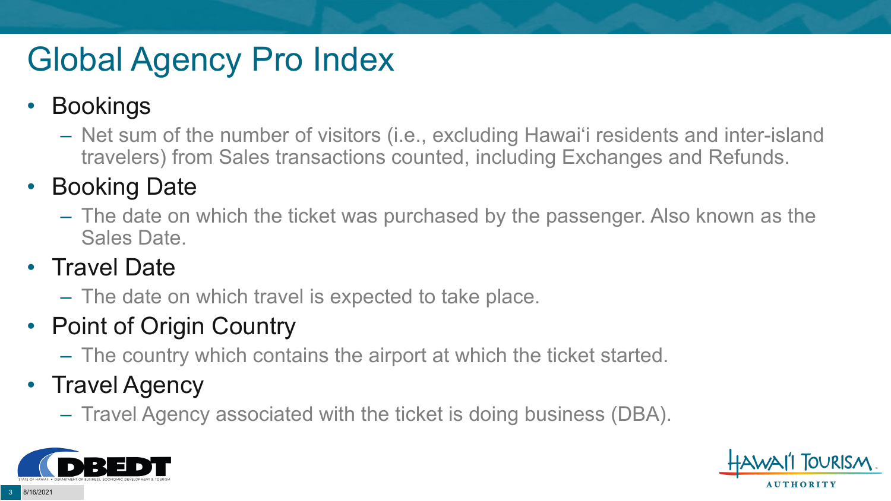# Global Agency Pro Index

- Bookings
  - Net sum of the number of visitors (i.e., excluding Hawai'i residents and inter-island travelers) from Sales transactions counted, including Exchanges and Refunds.
- Booking Date
  - The date on which the ticket was purchased by the passenger. Also known as the Sales Date.
- Travel Date
  - The date on which travel is expected to take place.
- Point of Origin Country
  - The country which contains the airport at which the ticket started.
- Travel Agency
  - Travel Agency associated with the ticket is doing business (DBA).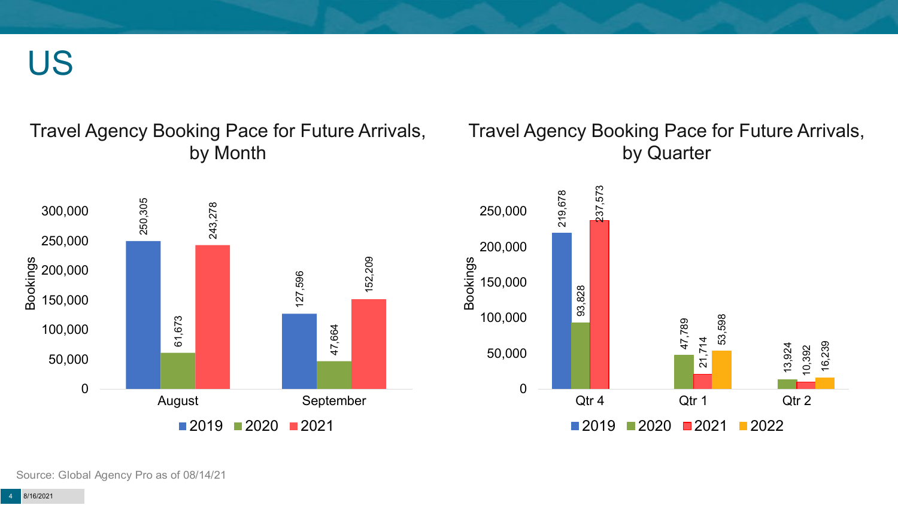# US

## Travel Agency Booking Pace for Future Arrivals, by Month

| Month | 2019 | 2020 | 2021 |
|---|---|---|---|
| August | 250,305 | 61,673 | 243,278 |
| September | 127,596 | 47,664 | 152,209 |

## Travel Agency Booking Pace for Future Arrivals, by Quarter

| Quarter | 2019 | 2020 | 2021 | 2022 |
|---|---|---|---|---|
| Qtr 4 | 219,678 | 93,828 | 237,573 | |
| Qtr 1 | | 47,789 | 21,714 | 53,598 |
| Qtr 2 | | 13,924 | 10,392 | 16,239 |

Source: Global Agency Pro as of 08/14/21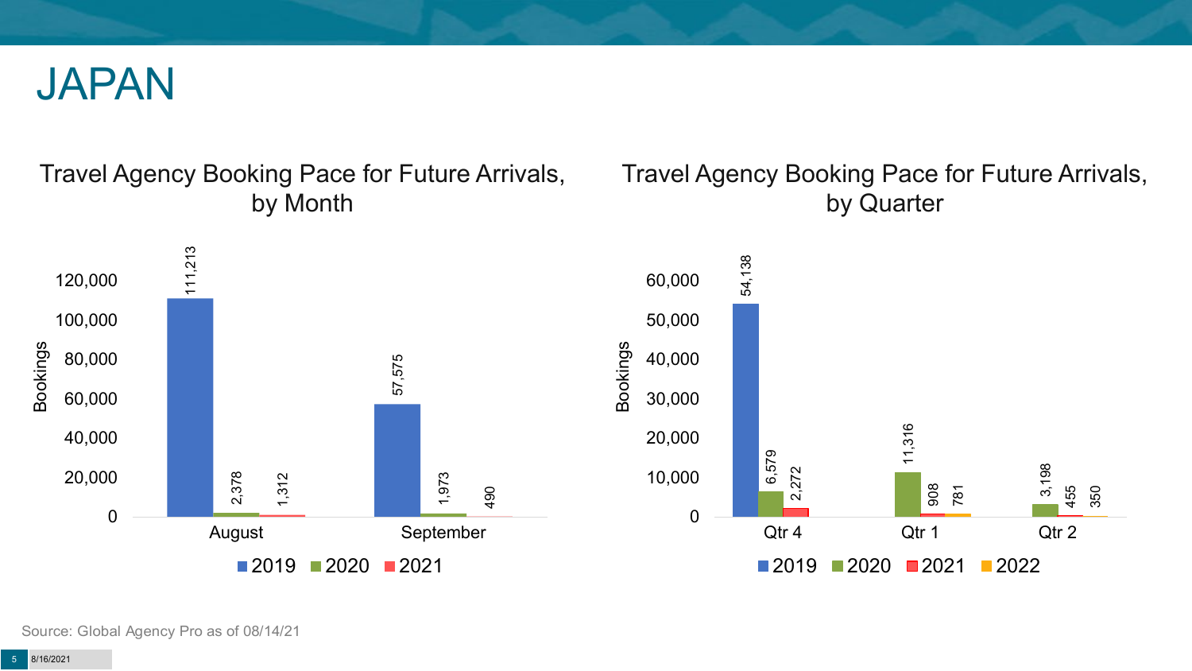# JAPAN

## Travel Agency Booking Pace for Future Arrivals, by Month

| Month | 2019 | 2020 | 2021 |
|---|---|---|---|
| August | 111,213 | 2,378 | 1,312 |
| September | 57,575 | 1,973 | 490 |

## Travel Agency Booking Pace for Future Arrivals, by Quarter

| Quarter | 2019 | 2020 | 2021 | 2022 |
|---|---|---|---|---|
| Qtr 4 | 54,138 | 6,579 | 2,272 | |
| Qtr 1 | | 11,316 | 908 | 781 |
| Qtr 2 | | 3,198 | 455 | 350 |

Source: Global Agency Pro as of 08/14/21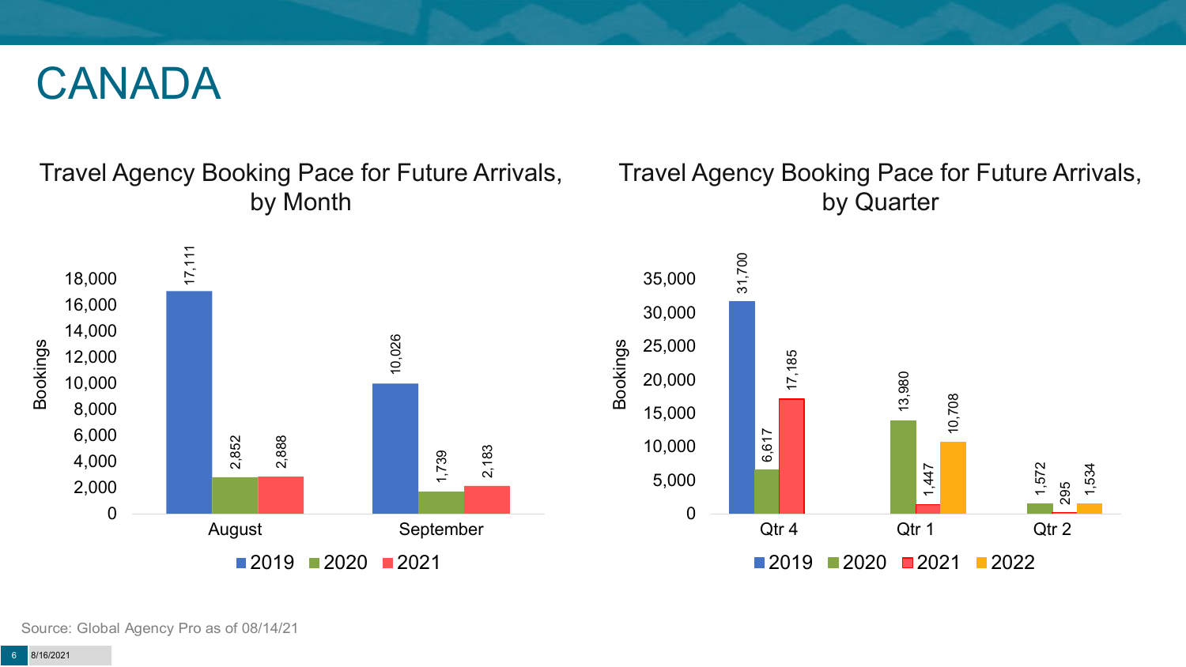# CANADA

## Travel Agency Booking Pace for Future Arrivals, by Month

| Month | 2019 | 2020 | 2021 |
|---|---|---|---|
| August | 17,111 | 2,852 | 2,888 |
| September | 10,026 | 1,739 | 2,183 |

## Travel Agency Booking Pace for Future Arrivals, by Quarter

| Quarter | 2019 | 2020 | 2021 | 2022 |
|---|---|---|---|---|
| Qtr 4 | 31,700 | 6,617 | 17,185 | |
| Qtr 1 | | 13,980 | 1,447 | 10,708 |
| Qtr 2 | | 1,572 | 295 | 1,534 |

Source: Global Agency Pro as of 08/14/21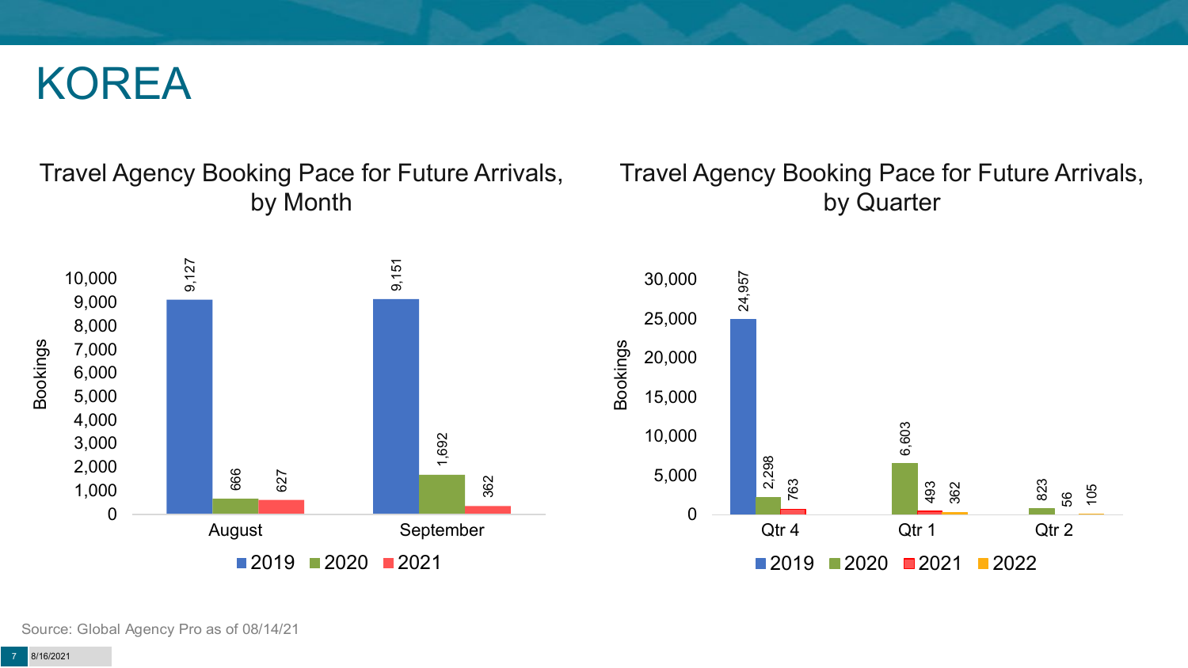# KOREA

## Travel Agency Booking Pace for Future Arrivals, by Month

| Month | 2019 | 2020 | 2021 |
|---|---|---|---|
| August | 9,127 | 666 | 627 |
| September | 9,151 | 1,692 | 362 |

## Travel Agency Booking Pace for Future Arrivals, by Quarter

| Quarter | 2019 | 2020 | 2021 | 2022 |
|---|---|---|---|---|
| Qtr 4 | 24,957 | 2,298 | 763 | |
| Qtr 1 | | 6,603 | 493 | 362 |
| Qtr 2 | | 823 | 56 | 105 |

Source: Global Agency Pro as of 08/14/21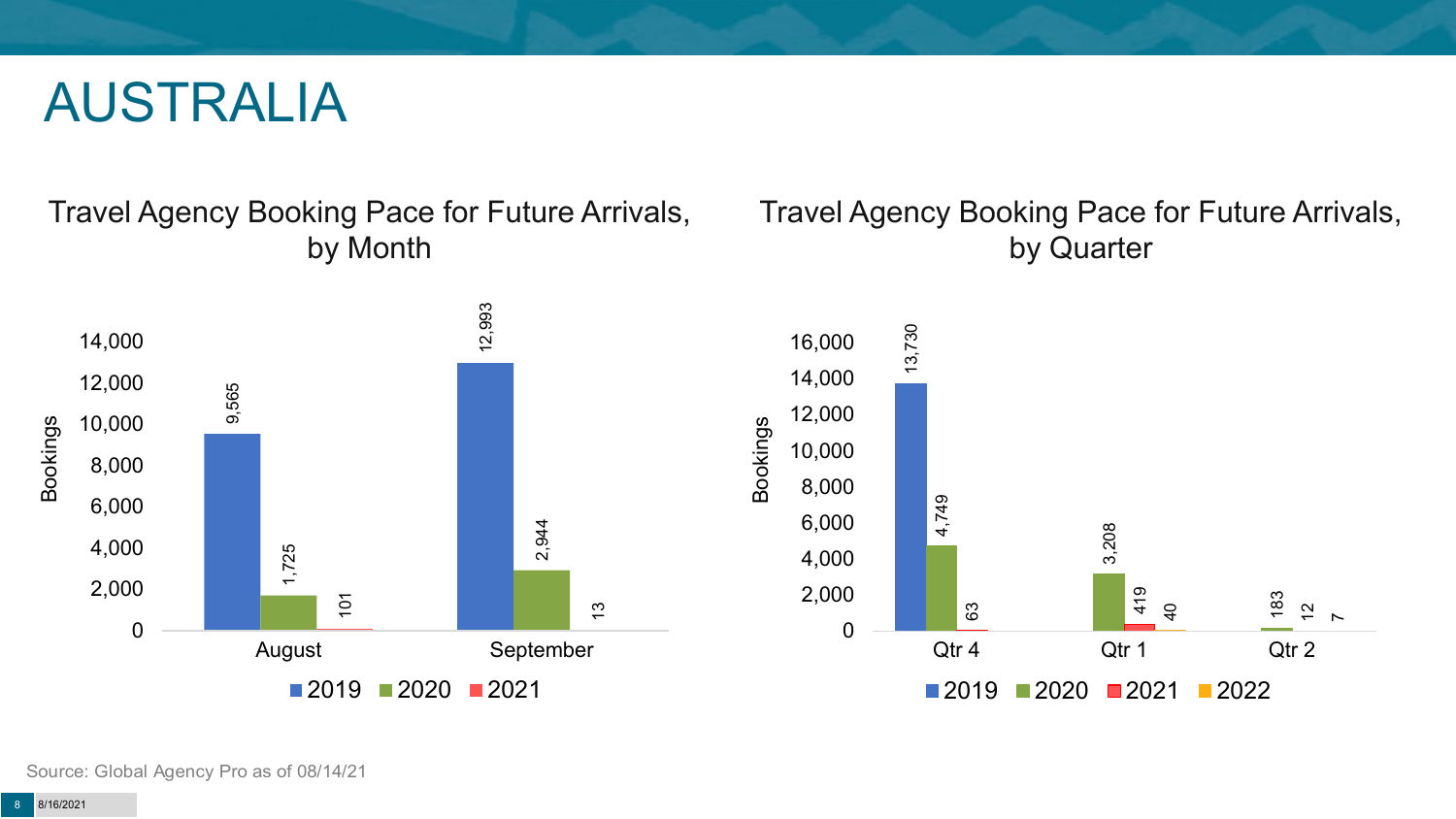# AUSTRALIA

## Travel Agency Booking Pace for Future Arrivals, by Month

| Month | 2019 | 2020 | 2021 |
|---|---|---|---|
| August | 9,565 | 1,725 | 101 |
| September | 12,993 | 2,944 | 13 |

## Travel Agency Booking Pace for Future Arrivals, by Quarter

| Quarter | 2019 | 2020 | 2021 | 2022 |
|---|---|---|---|---|
| Qtr 4 | 13,730 | 4,749 | 63 | |
| Qtr 1 | | 3,208 | 419 | 40 |
| Qtr 2 | | 183 | 12 | 7 |

Source: Global Agency Pro as of 08/14/21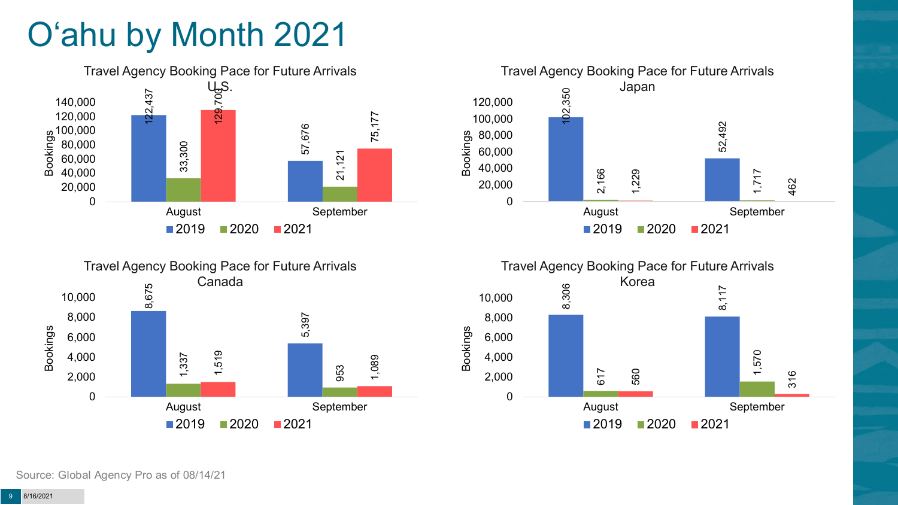# O‘ahu by Month 2021

**Travel Agency Booking Pace for Future Arrivals U.S.**

| Month | 2019 | 2020 | 2021 |
|---|---|---|---|
| August | 122,437 | 33,300 | 129,700 |
| September | 57,676 | 21,121 | 75,177 |

**Travel Agency Booking Pace for Future Arrivals Japan**

| Month | 2019 | 2020 | 2021 |
|---|---|---|---|
| August | 102,350 | 2,166 | 1,229 |
| September | 52,492 | 1,717 | 462 |

**Travel Agency Booking Pace for Future Arrivals Canada**

| Month | 2019 | 2020 | 2021 |
|---|---|---|---|
| August | 8,675 | 1,337 | 1,519 |
| September | 5,397 | 953 | 1,089 |

**Travel Agency Booking Pace for Future Arrivals Korea**

| Month | 2019 | 2020 | 2021 |
|---|---|---|---|
| August | 8,306 | 617 | 560 |
| September | 8,117 | 1,570 | 316 |

Source: Global Agency Pro as of 08/14/21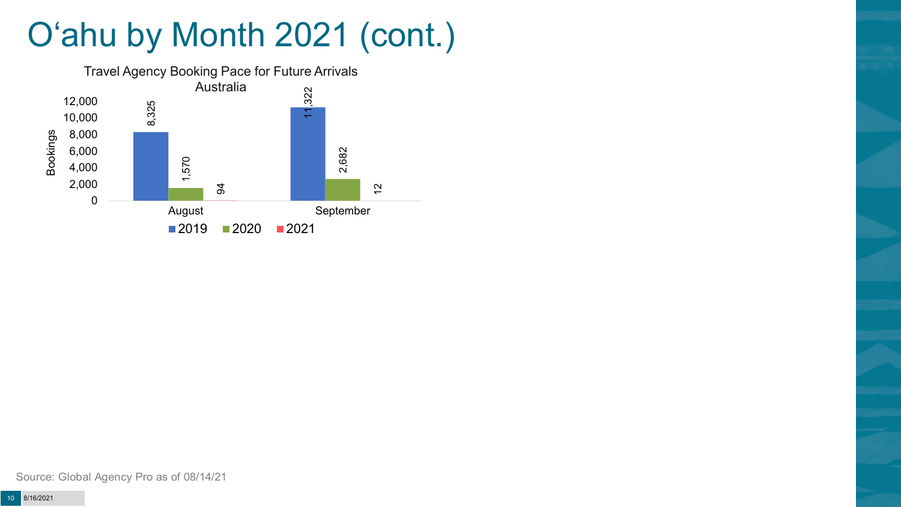# O'ahu by Month 2021 (cont.)

Travel Agency Booking Pace for Future Arrivals
Australia

| Month | 2019 | 2020 | 2021 |
| --- | --- | --- | --- |
| August | 8,325 | 1,570 | 94 |
| September | 11,322 | 2,682 | 12 |

Source: Global Agency Pro as of 08/14/21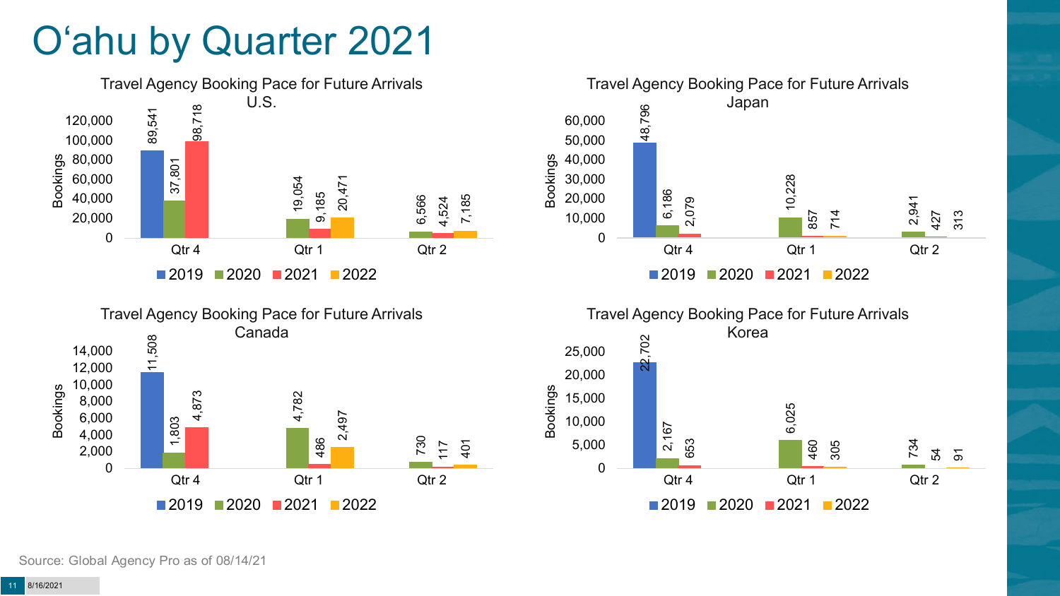# O'ahu by Quarter 2021

**Travel Agency Booking Pace for Future Arrivals U.S.**

| Bookings | 2019 | 2020 | 2021 | 2022 |
|---|---|---|---|---|
| Qtr 4 | 89,541 | 37,801 | 98,718 | |
| Qtr 1 | | 19,054 | 9,185 | 20,471 |
| Qtr 2 | | 6,566 | 4,524 | 7,185 |

**Travel Agency Booking Pace for Future Arrivals Japan**

| Bookings | 2019 | 2020 | 2021 | 2022 |
|---|---|---|---|---|
| Qtr 4 | 48,796 | 6,186 | 2,079 | |
| Qtr 1 | | 10,228 | 857 | 714 |
| Qtr 2 | | 2,941 | 427 | 313 |

**Travel Agency Booking Pace for Future Arrivals Canada**

| Bookings | 2019 | 2020 | 2021 | 2022 |
|---|---|---|---|---|
| Qtr 4 | 11,508 | 1,803 | 4,873 | |
| Qtr 1 | | 4,782 | 486 | 2,497 |
| Qtr 2 | | 730 | 117 | 401 |

**Travel Agency Booking Pace for Future Arrivals Korea**

| Bookings | 2019 | 2020 | 2021 | 2022 |
|---|---|---|---|---|
| Qtr 4 | 22,702 | 2,167 | 653 | |
| Qtr 1 | | 6,025 | 460 | 305 |
| Qtr 2 | | 734 | 54 | 91 |

Source: Global Agency Pro as of 08/14/21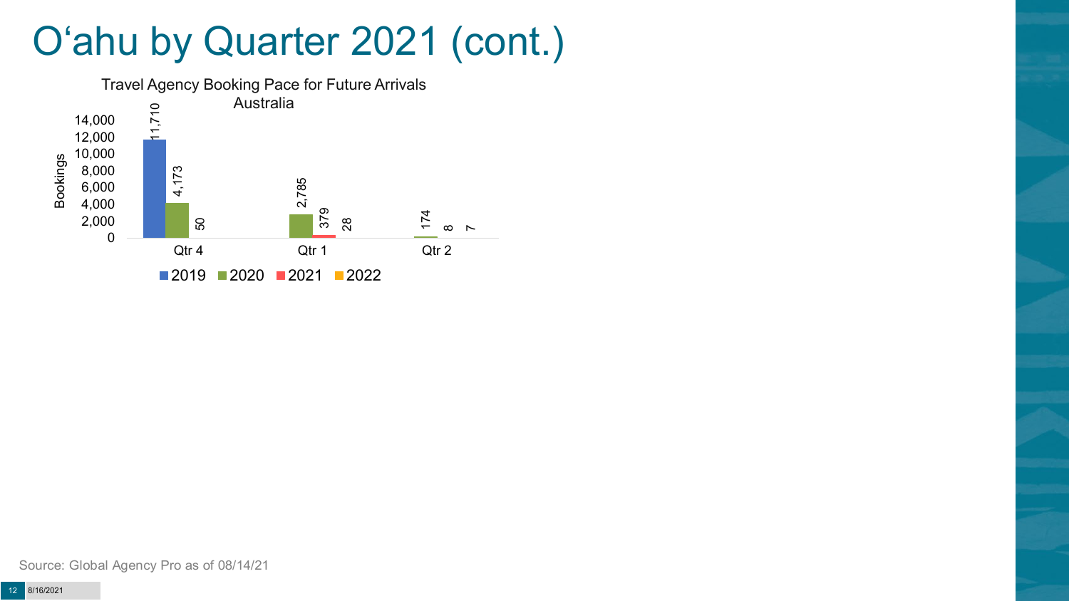# O'ahu by Quarter 2021 (cont.)

Travel Agency Booking Pace for Future Arrivals
Australia

| Quarter | 2019 | 2020 | 2021 | 2022 |
| --- | --- | --- | --- | --- |
| Qtr 4 | 11,710 | 4,173 | 50 | |
| Qtr 1 | | 2,785 | 379 | 28 |
| Qtr 2 | | 174 | 8 | 7 |

Source: Global Agency Pro as of 08/14/21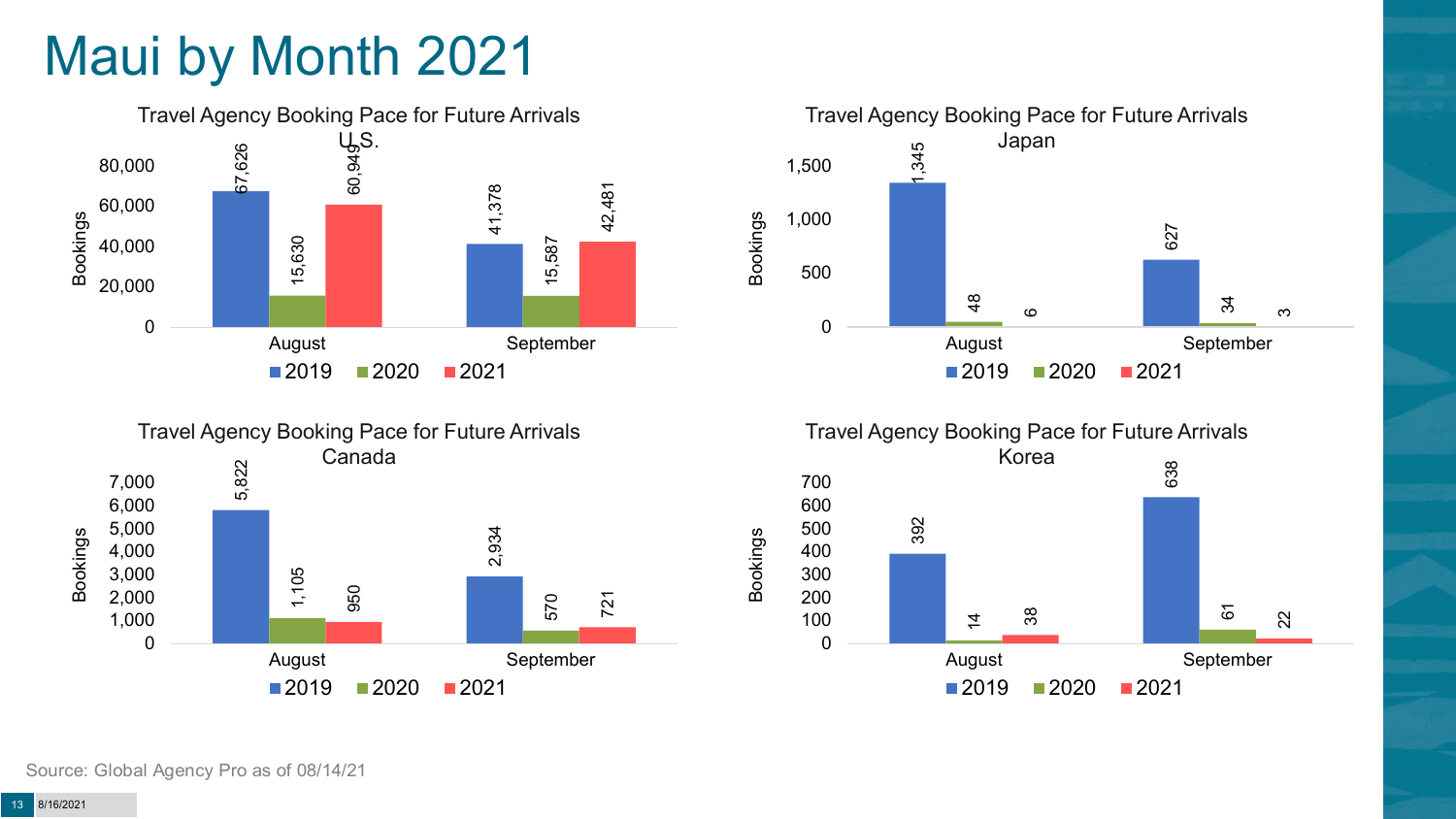# Maui by Month 2021

**Travel Agency Booking Pace for Future Arrivals U.S.**

| Bookings | 2019 | 2020 | 2021 |
| --- | --- | --- | --- |
| August | 67,626 | 15,630 | 60,949 |
| September | 41,378 | 15,587 | 42,481 |

**Travel Agency Booking Pace for Future Arrivals Japan**

| Bookings | 2019 | 2020 | 2021 |
| --- | --- | --- | --- |
| August | 1,345 | 48 | 6 |
| September | 627 | 34 | 3 |

**Travel Agency Booking Pace for Future Arrivals Canada**

| Bookings | 2019 | 2020 | 2021 |
| --- | --- | --- | --- |
| August | 5,822 | 1,105 | 950 |
| September | 2,934 | 570 | 721 |

**Travel Agency Booking Pace for Future Arrivals Korea**

| Bookings | 2019 | 2020 | 2021 |
| --- | --- | --- | --- |
| August | 392 | 14 | 38 |
| September | 638 | 61 | 22 |

Source: Global Agency Pro as of 08/14/21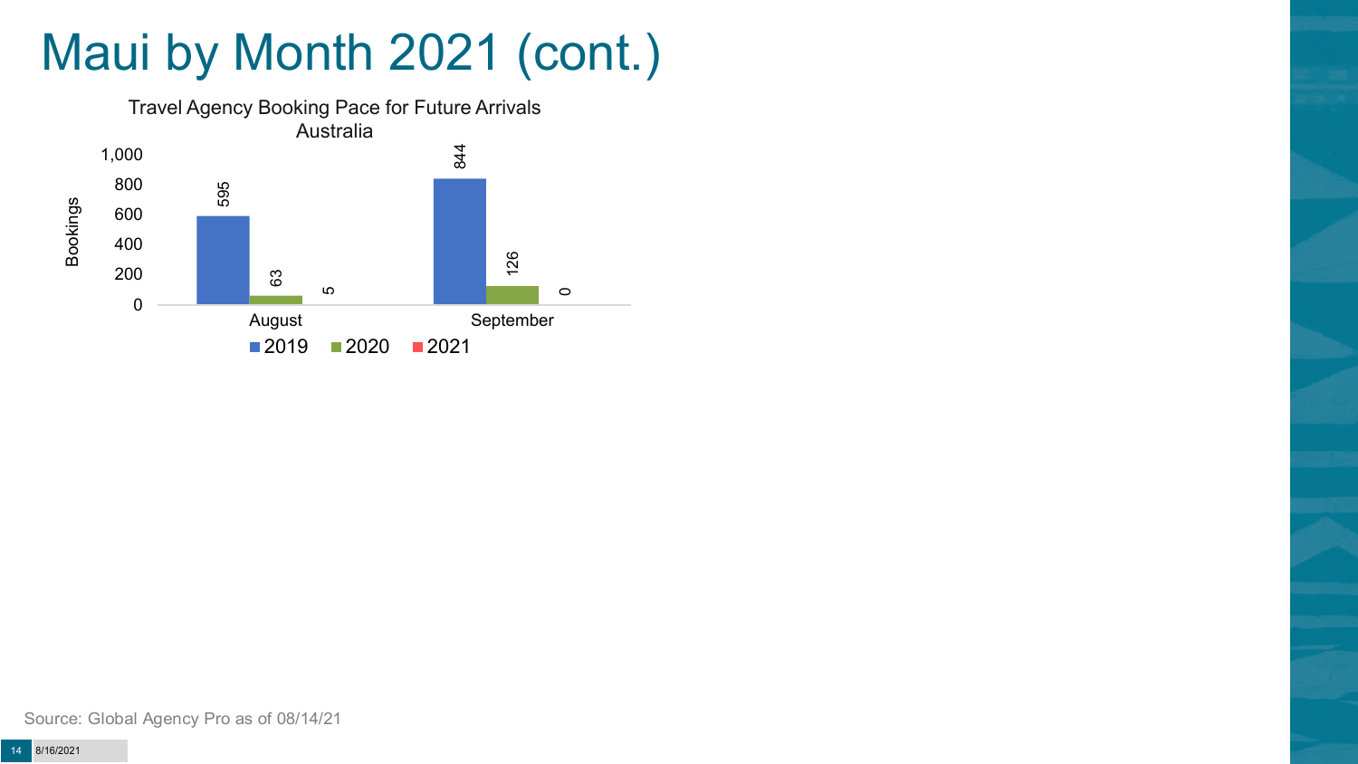# Maui by Month 2021 (cont.)

Travel Agency Booking Pace for Future Arrivals
Australia

| Month | 2019 | 2020 | 2021 |
| --- | --- | --- | --- |
| August | 595 | 63 | 5 |
| September | 844 | 126 | 0 |

Source: Global Agency Pro as of 08/14/21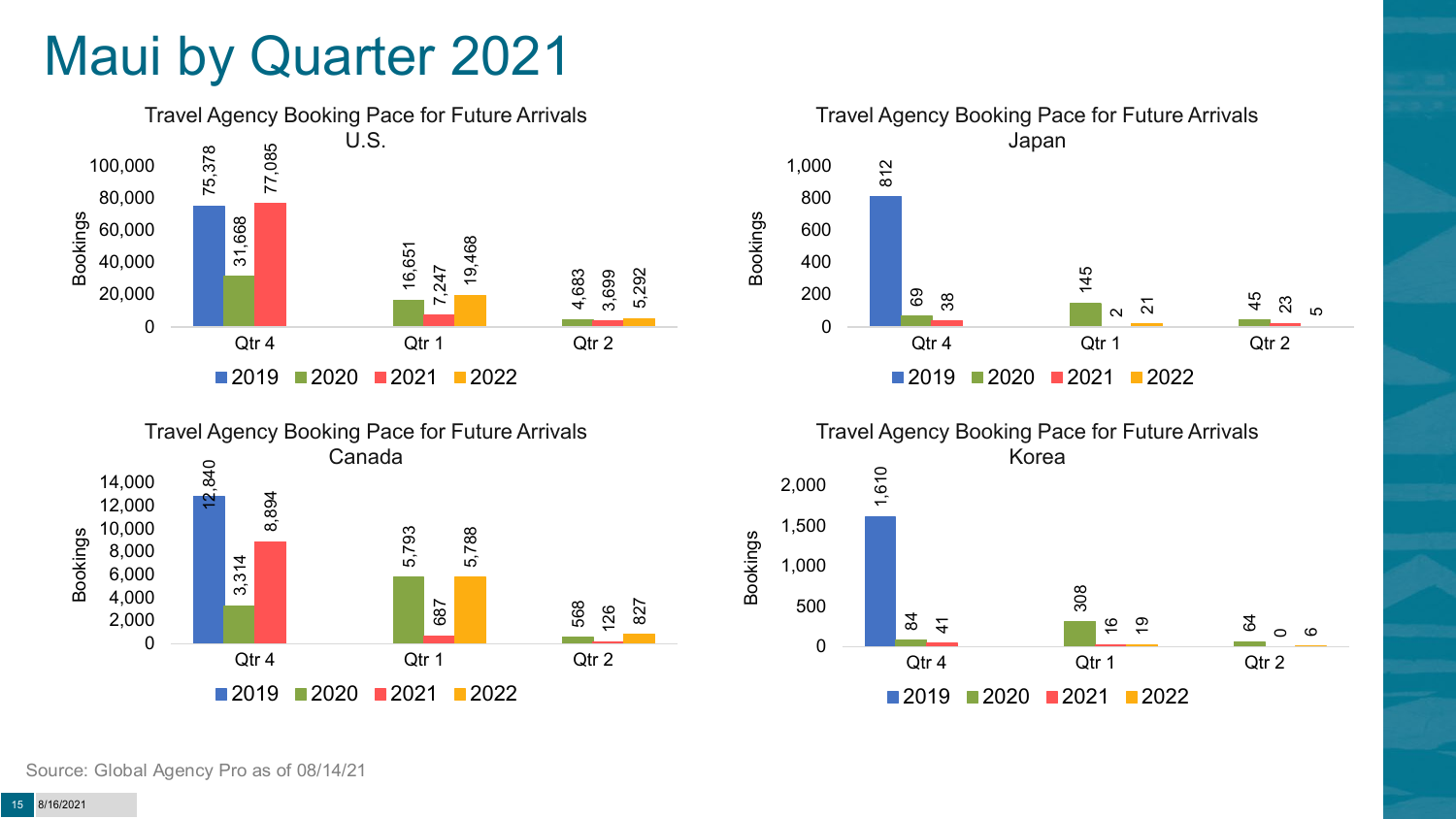# Maui by Quarter 2021

**Travel Agency Booking Pace for Future Arrivals U.S.**

| Bookings | 2019 | 2020 | 2021 | 2022 |
|---|---|---|---|---|
| Qtr 4 | 75,378 | 31,668 | 77,085 | |
| Qtr 1 | | 16,651 | 7,247 | 19,468 |
| Qtr 2 | | 4,683 | 3,699 | 5,292 |

**Travel Agency Booking Pace for Future Arrivals Japan**

| Bookings | 2019 | 2020 | 2021 | 2022 |
|---|---|---|---|---|
| Qtr 4 | 812 | 69 | 38 | |
| Qtr 1 | | 145 | 2 | 21 |
| Qtr 2 | | 45 | 23 | 5 |

**Travel Agency Booking Pace for Future Arrivals Canada**

| Bookings | 2019 | 2020 | 2021 | 2022 |
|---|---|---|---|---|
| Qtr 4 | 12,840 | 3,314 | 8,894 | |
| Qtr 1 | | 5,793 | 687 | 5,788 |
| Qtr 2 | | 568 | 126 | 827 |

**Travel Agency Booking Pace for Future Arrivals Korea**

| Bookings | 2019 | 2020 | 2021 | 2022 |
|---|---|---|---|---|
| Qtr 4 | 1,610 | 84 | 41 | |
| Qtr 1 | | 308 | 16 | 19 |
| Qtr 2 | | 64 | 0 | 6 |

Source: Global Agency Pro as of 08/14/21

8/16/2021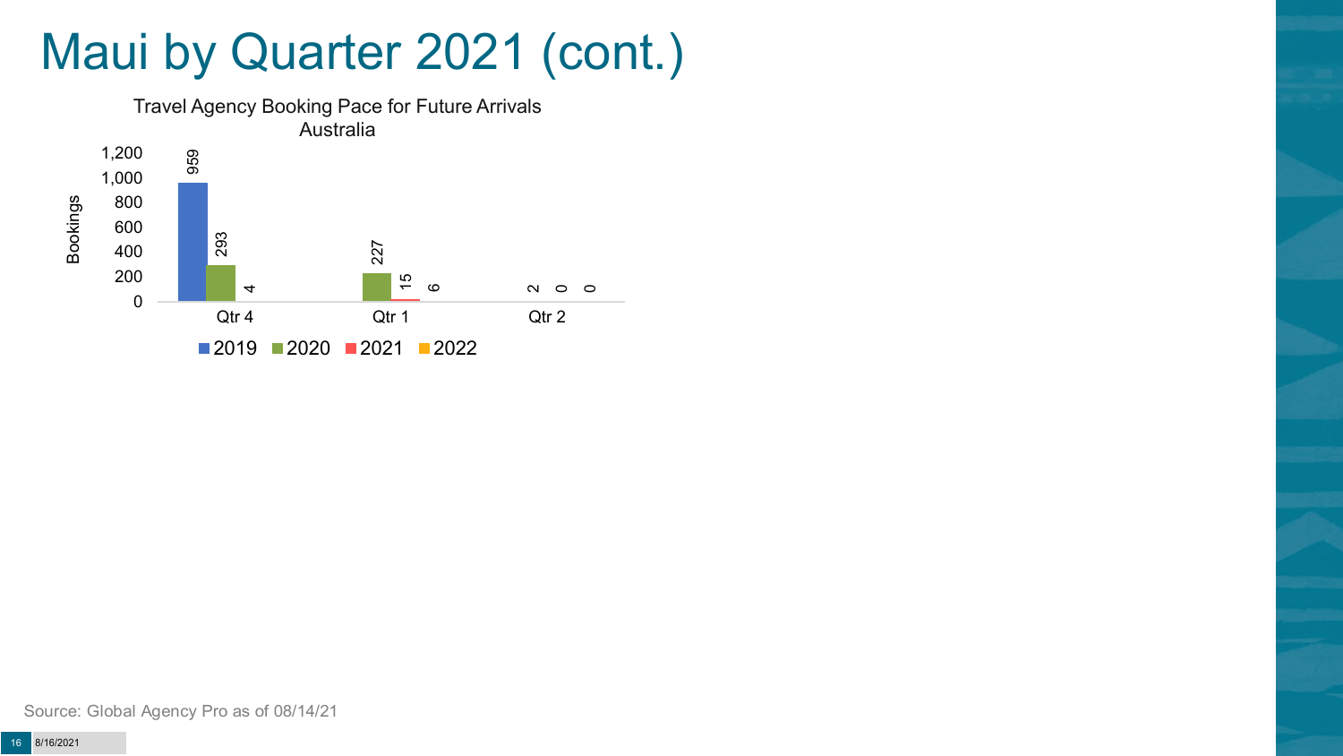# Maui by Quarter 2021 (cont.)

Travel Agency Booking Pace for Future Arrivals
Australia

| Bookings | 2019 | 2020 | 2021 | 2022 |
| --- | --- | --- | --- | --- |
| Qtr 4 | 959 | 293 | 4 | |
| Qtr 1 | | 227 | 15 | 6 |
| Qtr 2 | | 2 | 0 | 0 |

Source: Global Agency Pro as of 08/14/21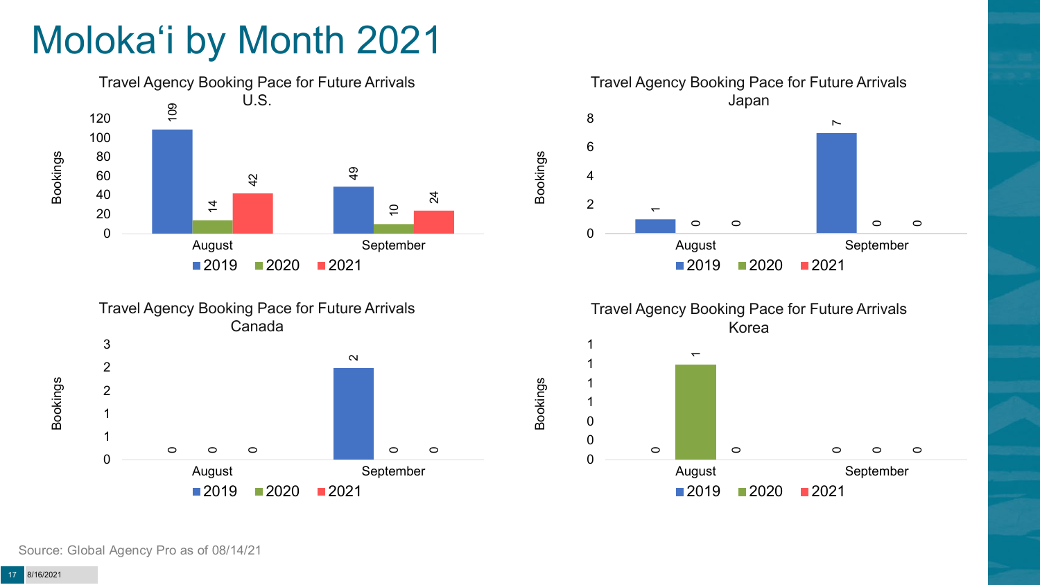# Moloka'i by Month 2021

**Travel Agency Booking Pace for Future Arrivals U.S.**

| Bookings | 2019 | 2020 | 2021 |
|---|---|---|---|
| August | 109 | 14 | 42 |
| September | 49 | 10 | 24 |

**Travel Agency Booking Pace for Future Arrivals Japan**

| Bookings | 2019 | 2020 | 2021 |
|---|---|---|---|
| August | 1 | 0 | 0 |
| September | 7 | 0 | 0 |

**Travel Agency Booking Pace for Future Arrivals Canada**

| Bookings | 2019 | 2020 | 2021 |
|---|---|---|---|
| August | 0 | 0 | 0 |
| September | 2 | 0 | 0 |

**Travel Agency Booking Pace for Future Arrivals Korea**

| Bookings | 2019 | 2020 | 2021 |
|---|---|---|---|
| August | 0 | 1 | 0 |
| September | 0 | 0 | 0 |

Source: Global Agency Pro as of 08/14/21

8/16/2021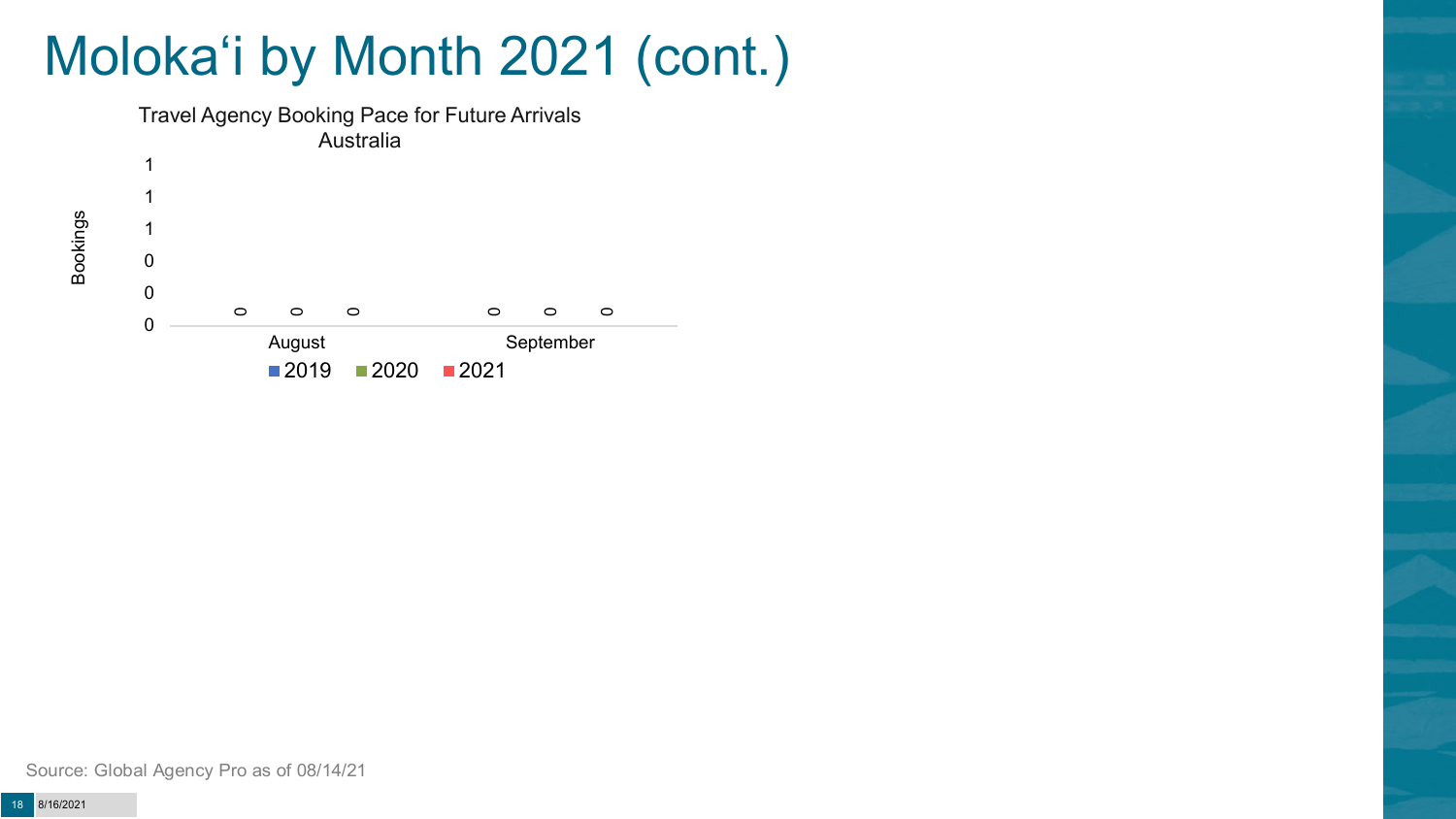# Molokaʻi by Month 2021 (cont.)

Travel Agency Booking Pace for Future Arrivals
Australia

| Month | 2019 | 2020 | 2021 |
|---|---|---|---|
| August | 0 | 0 | 0 |
| September | 0 | 0 | 0 |

Source: Global Agency Pro as of 08/14/21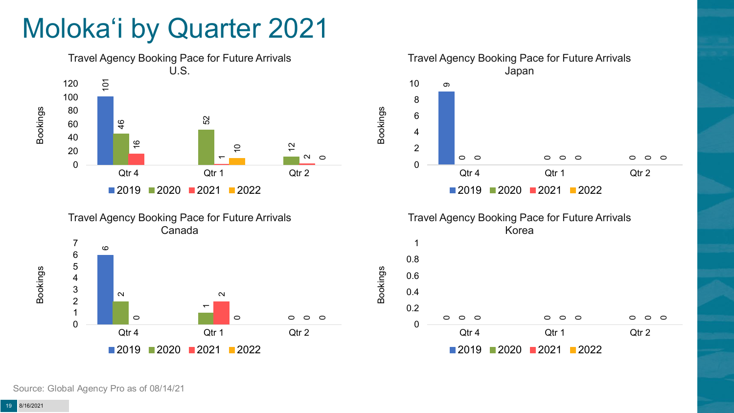# Molokaʻi by Quarter 2021

### Travel Agency Booking Pace for Future Arrivals U.S.

| Bookings | 2019 | 2020 | 2021 | 2022 |
|---|---|---|---|---|
| Qtr 4 | 101 | 46 | 16 | |
| Qtr 1 | | 52 | 1 | 10 |
| Qtr 2 | | 12 | 2 | 0 |

### Travel Agency Booking Pace for Future Arrivals Japan

| Bookings | 2019 | 2020 | 2021 | 2022 |
|---|---|---|---|---|
| Qtr 4 | 9 | 0 | 0 | |
| Qtr 1 | | 0 | 0 | 0 |
| Qtr 2 | | 0 | 0 | 0 |

### Travel Agency Booking Pace for Future Arrivals Canada

| Bookings | 2019 | 2020 | 2021 | 2022 |
|---|---|---|---|---|
| Qtr 4 | 6 | 2 | 0 | |
| Qtr 1 | | 1 | 2 | 0 |
| Qtr 2 | | 0 | 0 | 0 |

### Travel Agency Booking Pace for Future Arrivals Korea

| Bookings | 2019 | 2020 | 2021 | 2022 |
|---|---|---|---|---|
| Qtr 4 | 0 | 0 | 0 | |
| Qtr 1 | | 0 | 0 | 0 |
| Qtr 2 | | 0 | 0 | 0 |

Source: Global Agency Pro as of 08/14/21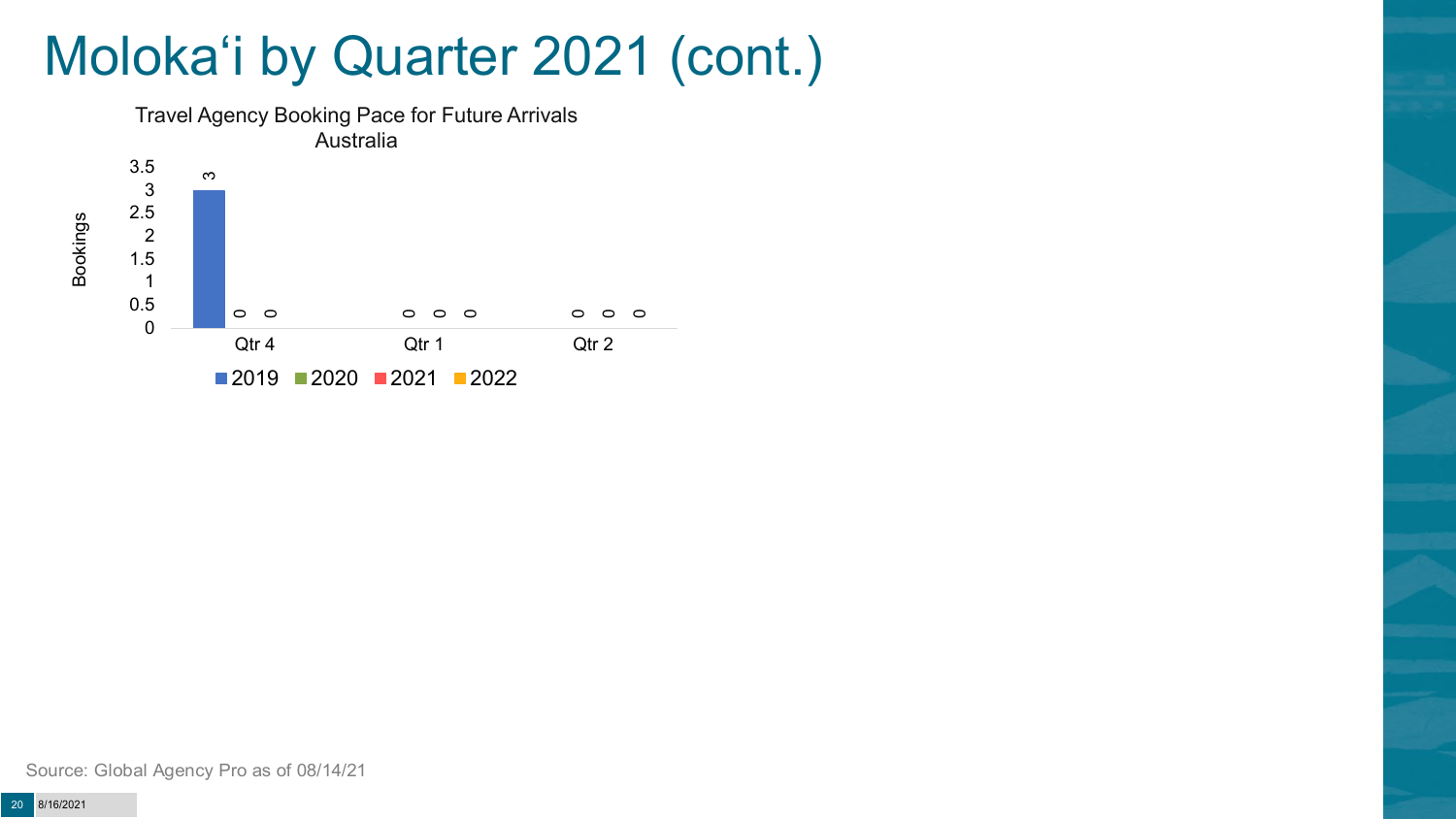# Moloka'i by Quarter 2021 (cont.)

Travel Agency Booking Pace for Future Arrivals
Australia

| Quarter | 2019 | 2020 | 2021 | 2022 |
|---|---|---|---|---|
| Qtr 4 | 3 | 0 | 0 | |
| Qtr 1 | | 0 | 0 | 0 |
| Qtr 2 | | 0 | 0 | 0 |

Source: Global Agency Pro as of 08/14/21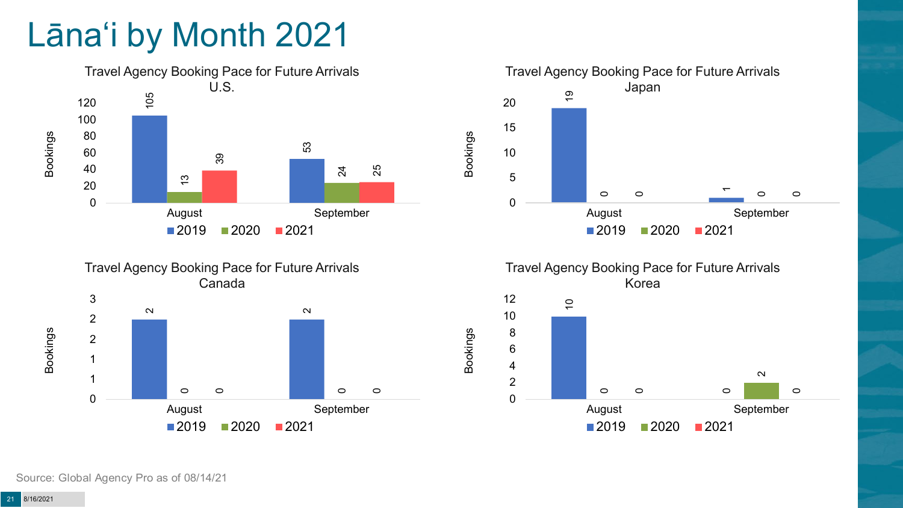# Lānaʻi by Month 2021

**Travel Agency Booking Pace for Future Arrivals U.S.**

| Month | 2019 | 2020 | 2021 |
|---|---|---|---|
| August | 105 | 13 | 39 |
| September | 53 | 24 | 25 |

**Travel Agency Booking Pace for Future Arrivals Japan**

| Month | 2019 | 2020 | 2021 |
|---|---|---|---|
| August | 19 | 0 | 0 |
| September | 1 | 0 | 0 |

**Travel Agency Booking Pace for Future Arrivals Canada**

| Month | 2019 | 2020 | 2021 |
|---|---|---|---|
| August | 2 | 0 | 0 |
| September | 2 | 0 | 0 |

**Travel Agency Booking Pace for Future Arrivals Korea**

| Month | 2019 | 2020 | 2021 |
|---|---|---|---|
| August | 10 | 0 | 0 |
| September | 0 | 2 | 0 |

Source: Global Agency Pro as of 08/14/21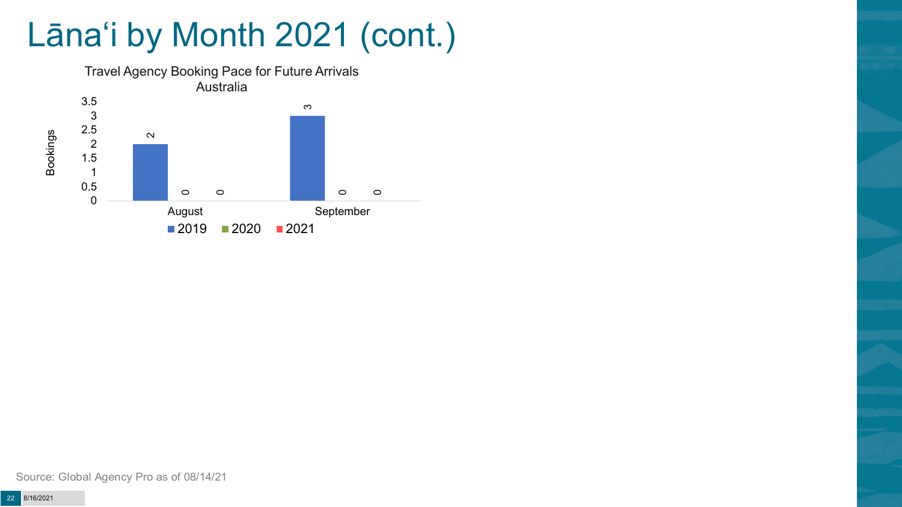# Lānaʻi by Month 2021 (cont.)

Travel Agency Booking Pace for Future Arrivals
Australia

| Month | 2019 | 2020 | 2021 |
|---|---|---|---|
| August | 2 | 0 | 0 |
| September | 3 | 0 | 0 |

Source: Global Agency Pro as of 08/14/21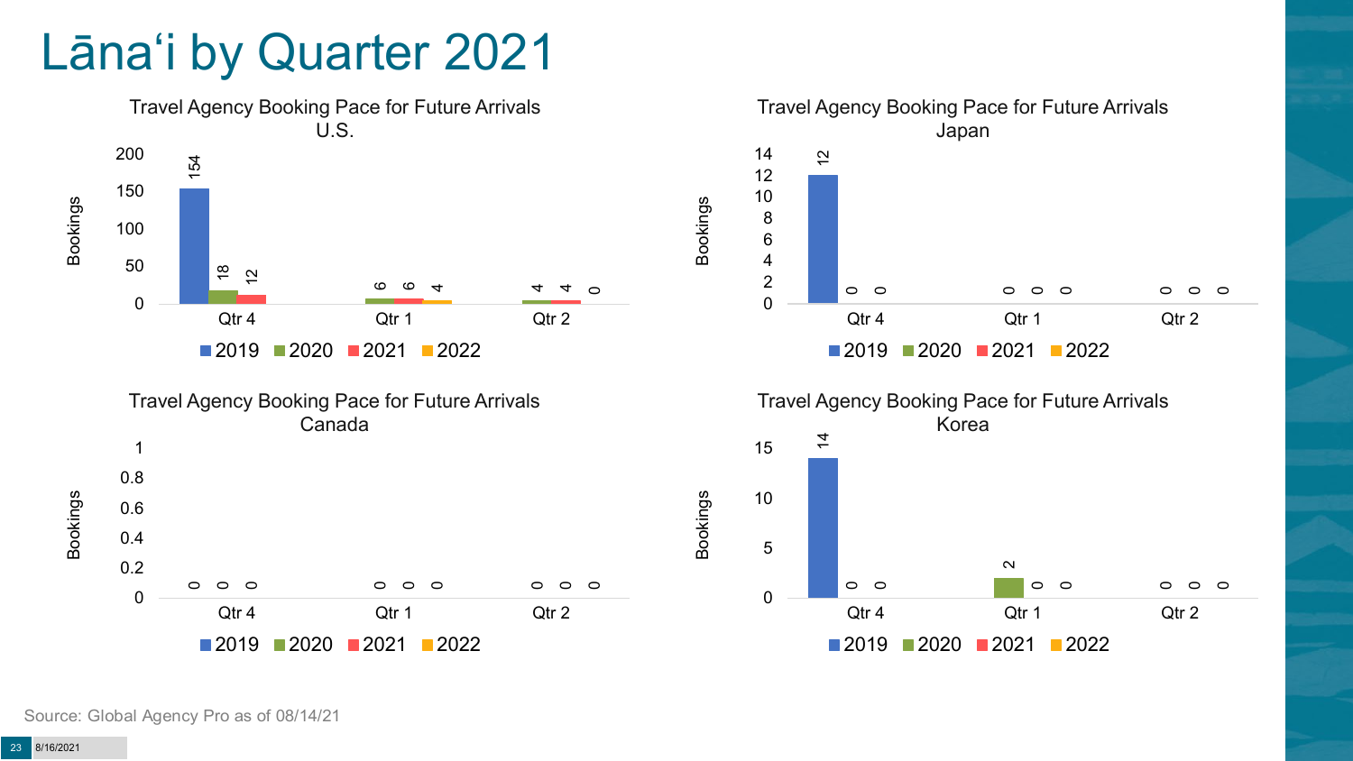# Lānaʻi by Quarter 2021

**Travel Agency Booking Pace for Future Arrivals U.S.**

| Bookings | 2019 | 2020 | 2021 | 2022 |
|---|---|---|---|---|
| Qtr 4 | 154 | 18 | 12 | |
| Qtr 1 | | 6 | 6 | 4 |
| Qtr 2 | | 4 | 4 | 0 |

**Travel Agency Booking Pace for Future Arrivals Japan**

| Bookings | 2019 | 2020 | 2021 | 2022 |
|---|---|---|---|---|
| Qtr 4 | 12 | 0 | 0 | |
| Qtr 1 | | 0 | 0 | 0 |
| Qtr 2 | | 0 | 0 | 0 |

**Travel Agency Booking Pace for Future Arrivals Canada**

| Bookings | 2019 | 2020 | 2021 | 2022 |
|---|---|---|---|---|
| Qtr 4 | 0 | 0 | 0 | |
| Qtr 1 | | 0 | 0 | 0 |
| Qtr 2 | | 0 | 0 | 0 |

**Travel Agency Booking Pace for Future Arrivals Korea**

| Bookings | 2019 | 2020 | 2021 | 2022 |
|---|---|---|---|---|
| Qtr 4 | 14 | 0 | 0 | |
| Qtr 1 | | 2 | 0 | 0 |
| Qtr 2 | | 0 | 0 | 0 |

Source: Global Agency Pro as of 08/14/21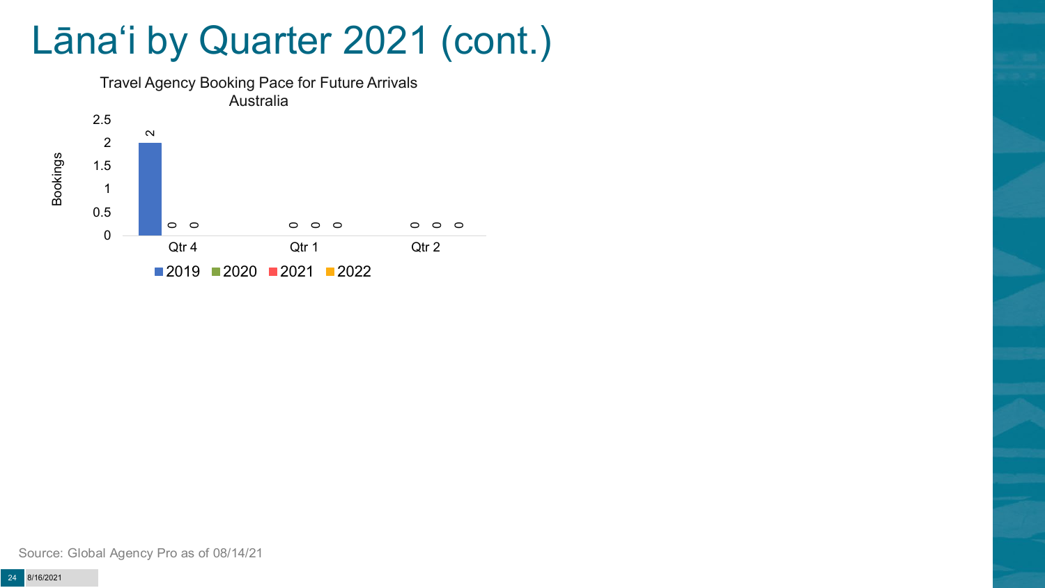# Lānaʻi by Quarter 2021 (cont.)

Travel Agency Booking Pace for Future Arrivals
Australia

| Quarter | 2019 | 2020 | 2021 | 2022 |
|---|---|---|---|---|
| Qtr 4 | 2 | 0 | 0 | |
| Qtr 1 | | 0 | 0 | 0 |
| Qtr 2 | | 0 | 0 | 0 |

Source: Global Agency Pro as of 08/14/21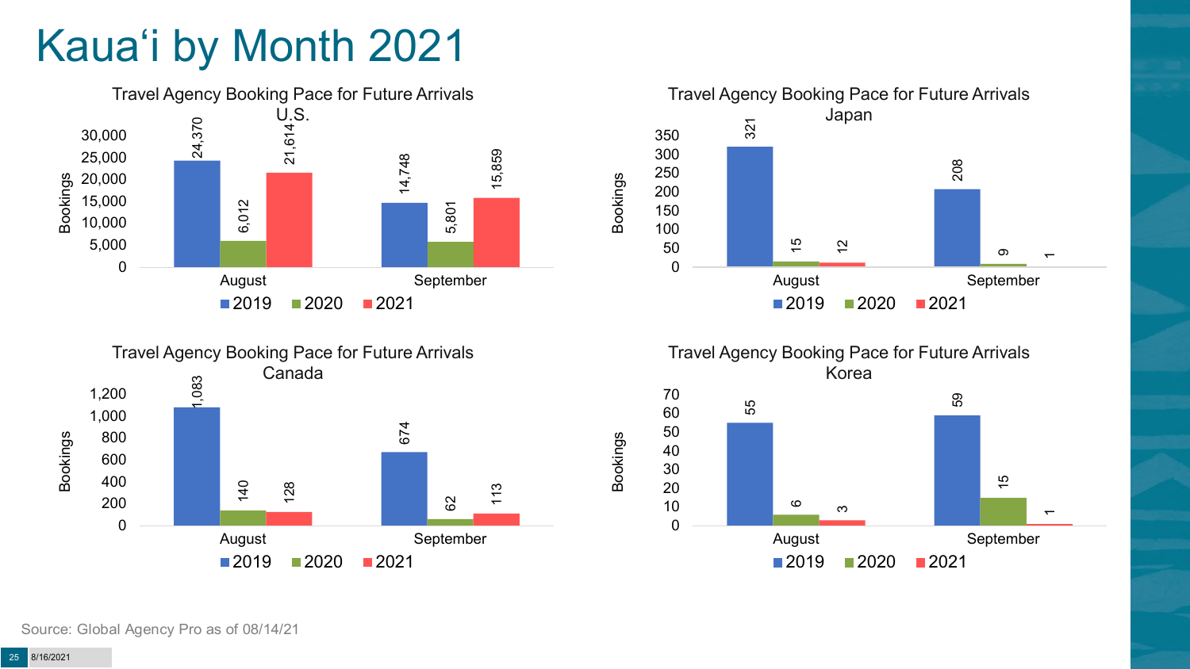# Kaua'i by Month 2021

**Travel Agency Booking Pace for Future Arrivals U.S.**

| Bookings | 2019 | 2020 | 2021 |
|---|---|---|---|
| August | 24,370 | 6,012 | 21,614 |
| September | 14,748 | 5,801 | 15,859 |

**Travel Agency Booking Pace for Future Arrivals Japan**

| Bookings | 2019 | 2020 | 2021 |
|---|---|---|---|
| August | 321 | 15 | 12 |
| September | 208 | 9 | 1 |

**Travel Agency Booking Pace for Future Arrivals Canada**

| Bookings | 2019 | 2020 | 2021 |
|---|---|---|---|
| August | 1,083 | 140 | 128 |
| September | 674 | 62 | 113 |

**Travel Agency Booking Pace for Future Arrivals Korea**

| Bookings | 2019 | 2020 | 2021 |
|---|---|---|---|
| August | 55 | 6 | 3 |
| September | 59 | 15 | 1 |

Source: Global Agency Pro as of 08/14/21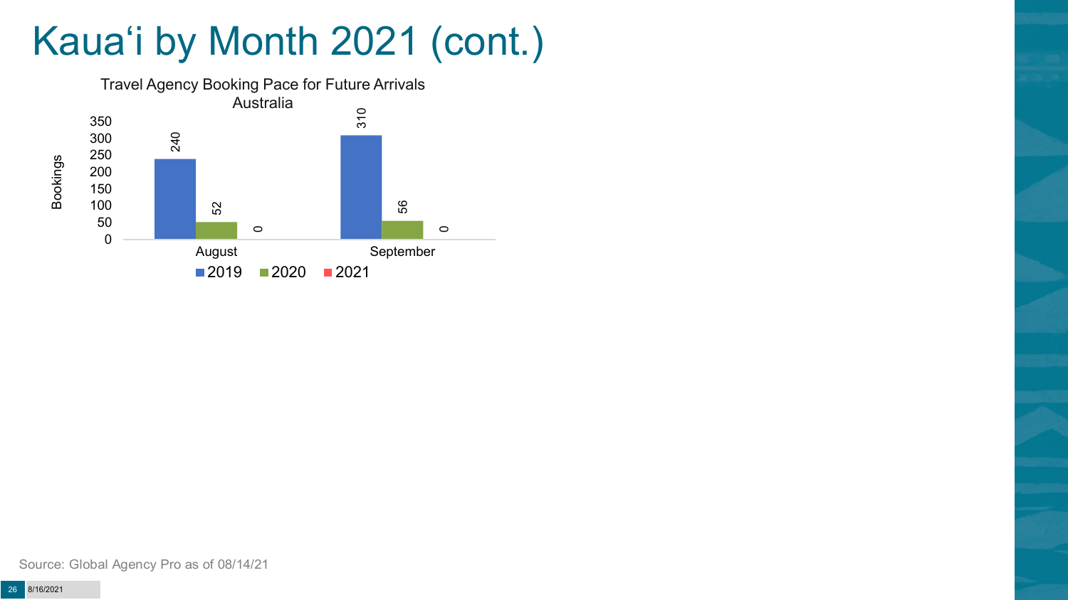# Kauaʻi by Month 2021 (cont.)

Travel Agency Booking Pace for Future Arrivals
Australia

| Bookings | 2019 | 2020 | 2021 |
| --- | --- | --- | --- |
| August | 240 | 52 | 0 |
| September | 310 | 56 | 0 |

Source: Global Agency Pro as of 08/14/21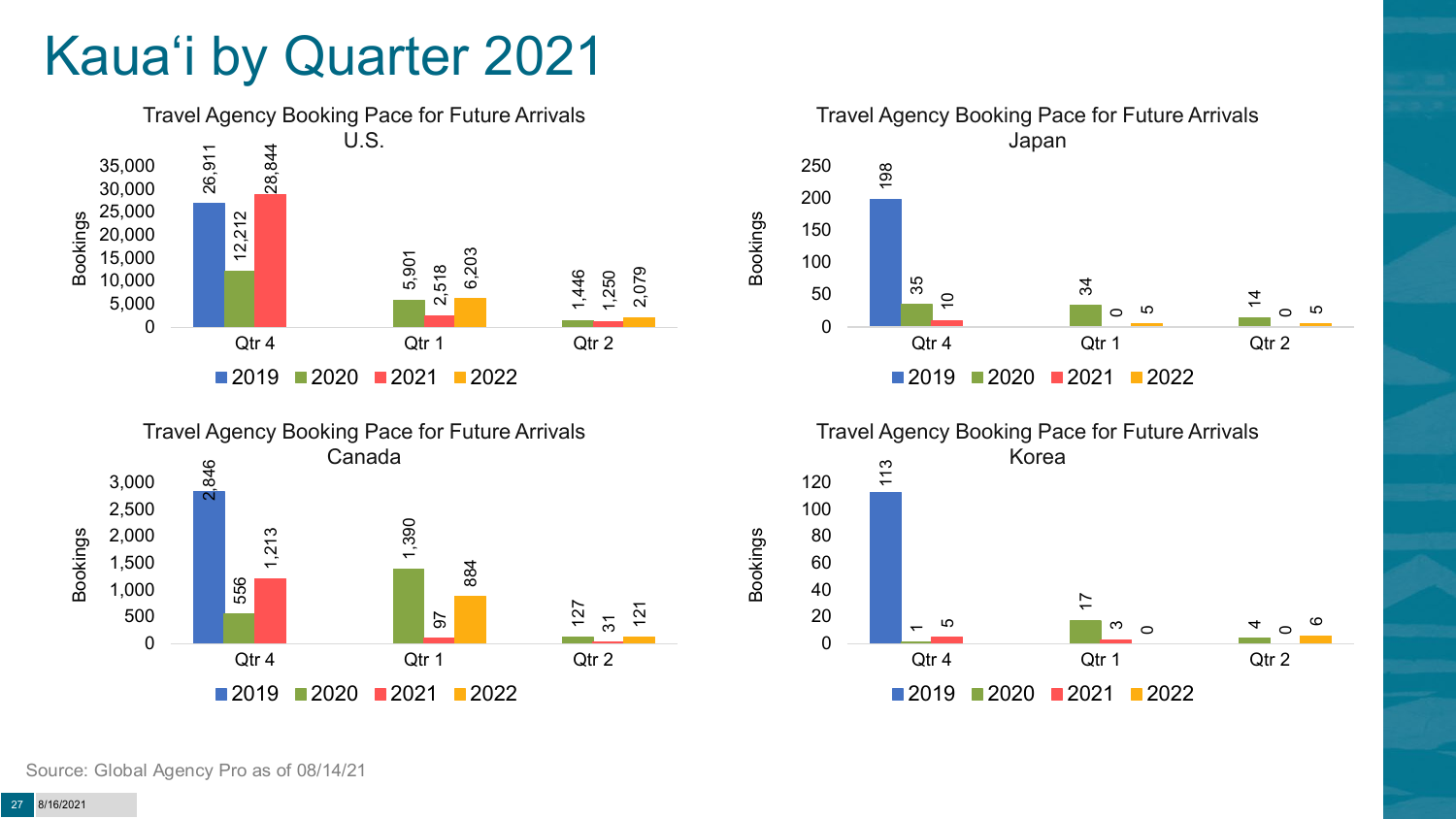# Kauaʻi by Quarter 2021

**Travel Agency Booking Pace for Future Arrivals U.S.**

| Bookings | 2019 | 2020 | 2021 | 2022 |
| --- | --- | --- | --- | --- |
| Qtr 4 | 26,911 | 12,212 | 28,844 | |
| Qtr 1 | | 5,901 | 2,518 | 6,203 |
| Qtr 2 | | 1,446 | 1,250 | 2,079 |

**Travel Agency Booking Pace for Future Arrivals Japan**

| Bookings | 2019 | 2020 | 2021 | 2022 |
| --- | --- | --- | --- | --- |
| Qtr 4 | 198 | 35 | 10 | |
| Qtr 1 | | 34 | 0 | 5 |
| Qtr 2 | | 14 | 0 | 5 |

**Travel Agency Booking Pace for Future Arrivals Canada**

| Bookings | 2019 | 2020 | 2021 | 2022 |
| --- | --- | --- | --- | --- |
| Qtr 4 | 2,846 | 556 | 1,213 | |
| Qtr 1 | | 1,390 | 97 | 884 |
| Qtr 2 | | 127 | 31 | 121 |

**Travel Agency Booking Pace for Future Arrivals Korea**

| Bookings | 2019 | 2020 | 2021 | 2022 |
| --- | --- | --- | --- | --- |
| Qtr 4 | 113 | 1 | 5 | |
| Qtr 1 | | 17 | 3 | 0 |
| Qtr 2 | | 4 | 0 | 6 |

Source: Global Agency Pro as of 08/14/21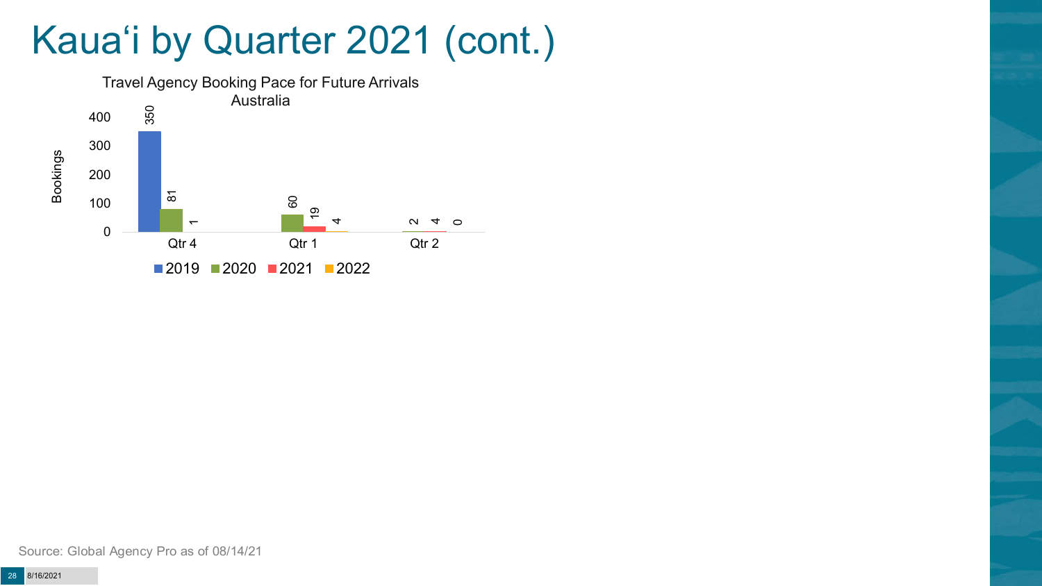# Kaua'i by Quarter 2021 (cont.)

Travel Agency Booking Pace for Future Arrivals
Australia

| | 2019 | 2020 | 2021 | 2022 |
|---|---|---|---|---|
| Qtr 4 | 350 | 81 | 1 | |
| Qtr 1 | | 60 | 19 | 4 |
| Qtr 2 | | 2 | 4 | 0 |

Source: Global Agency Pro as of 08/14/21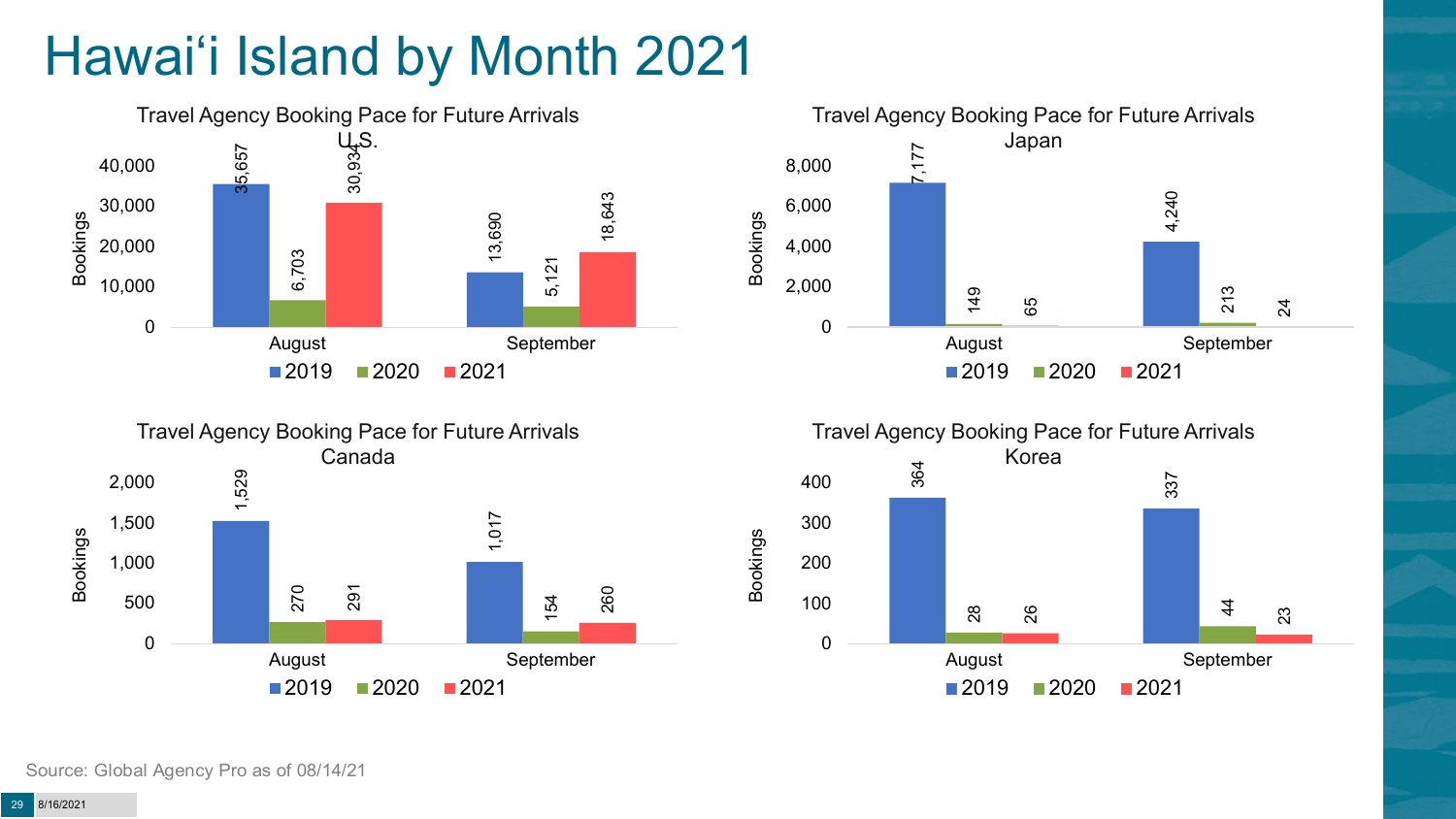# Hawai'i Island by Month 2021

### Travel Agency Booking Pace for Future Arrivals U.S.

| Month | 2019 | 2020 | 2021 |
|---|---|---|---|
| August | 35,657 | 6,703 | 30,934 |
| September | 13,690 | 5,121 | 18,643 |

### Travel Agency Booking Pace for Future Arrivals Japan

| Month | 2019 | 2020 | 2021 |
|---|---|---|---|
| August | 7,177 | 149 | 65 |
| September | 4,240 | 213 | 24 |

### Travel Agency Booking Pace for Future Arrivals Canada

| Month | 2019 | 2020 | 2021 |
|---|---|---|---|
| August | 1,529 | 270 | 291 |
| September | 1,017 | 154 | 260 |

### Travel Agency Booking Pace for Future Arrivals Korea

| Month | 2019 | 2020 | 2021 |
|---|---|---|---|
| August | 364 | 28 | 26 |
| September | 337 | 44 | 23 |

Source: Global Agency Pro as of 08/14/21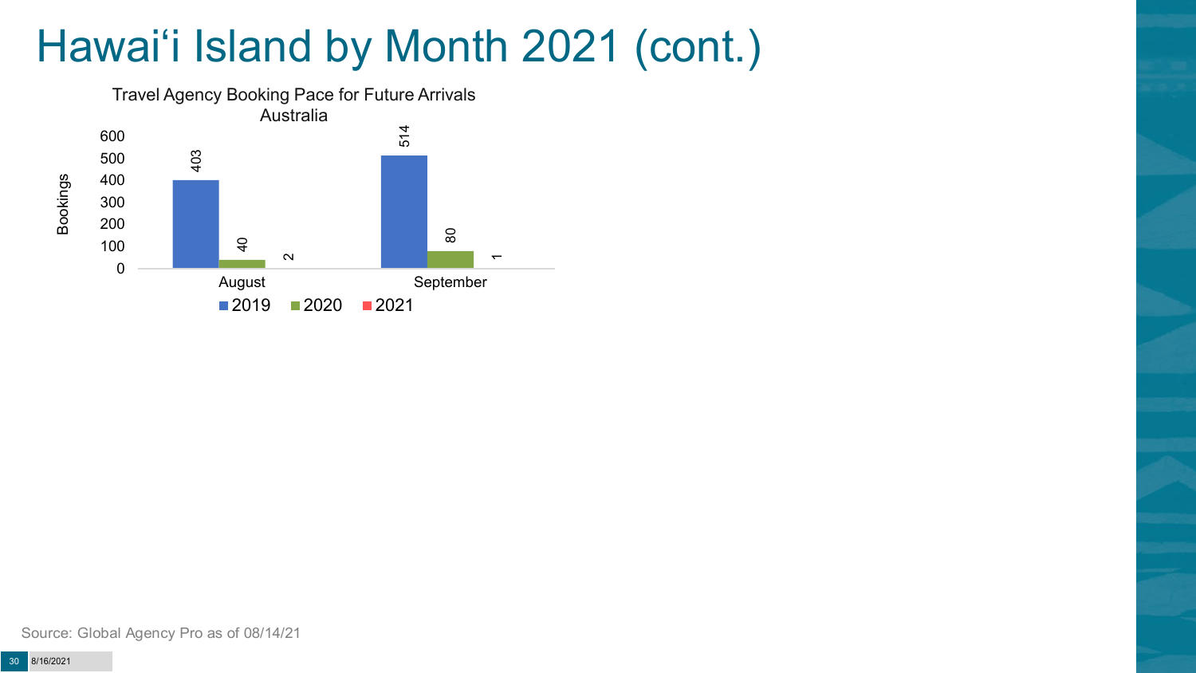# Hawai'i Island by Month 2021 (cont.)

Travel Agency Booking Pace for Future Arrivals
Australia

| Bookings | 2019 | 2020 | 2021 |
|---|---|---|---|
| August | 403 | 40 | 2 |
| September | 514 | 80 | 1 |

Source: Global Agency Pro as of 08/14/21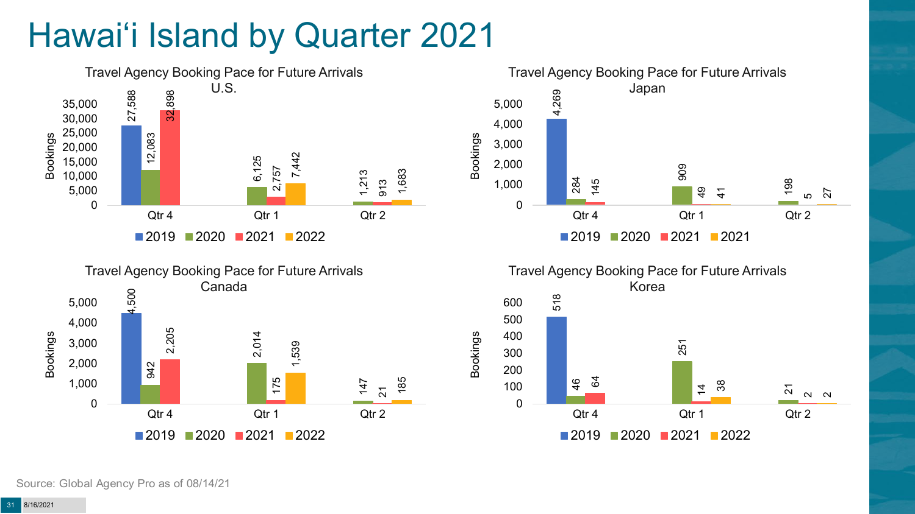# Hawai‘i Island by Quarter 2021

### Travel Agency Booking Pace for Future Arrivals U.S.

| Bookings | 2019 | 2020 | 2021 | 2022 |
|---|---|---|---|---|
| Qtr 4 | 27,588 | 12,083 | 32,898 | |
| Qtr 1 | | 6,125 | 2,757 | 7,442 |
| Qtr 2 | | 1,213 | 913 | 1,683 |

### Travel Agency Booking Pace for Future Arrivals Japan

| Bookings | 2019 | 2020 | 2021 | 2021 |
|---|---|---|---|---|
| Qtr 4 | 4,269 | 284 | 145 | |
| Qtr 1 | | 909 | 49 | 41 |
| Qtr 2 | | 198 | 5 | 27 |

### Travel Agency Booking Pace for Future Arrivals Canada

| Bookings | 2019 | 2020 | 2021 | 2022 |
|---|---|---|---|---|
| Qtr 4 | 4,500 | 942 | 2,205 | |
| Qtr 1 | | 2,014 | 175 | 1,539 |
| Qtr 2 | | 147 | 21 | 185 |

### Travel Agency Booking Pace for Future Arrivals Korea

| Bookings | 2019 | 2020 | 2021 | 2022 |
|---|---|---|---|---|
| Qtr 4 | 518 | 46 | 64 | |
| Qtr 1 | | 251 | 14 | 38 |
| Qtr 2 | | 21 | 2 | 2 |

Source: Global Agency Pro as of 08/14/21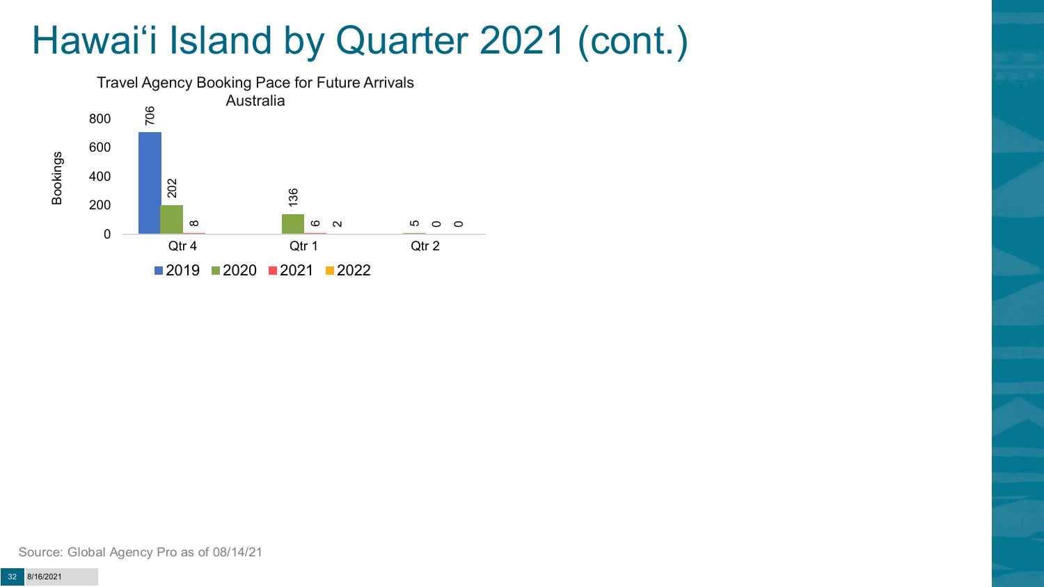# Hawai'i Island by Quarter 2021 (cont.)

Travel Agency Booking Pace for Future Arrivals
Australia

Bookings

800
600
400
200
0

706
202
8
136
6
2
5
0
0

Qtr 4
Qtr 1
Qtr 2

2019 2020 2021 2022

Source: Global Agency Pro as of 08/14/21